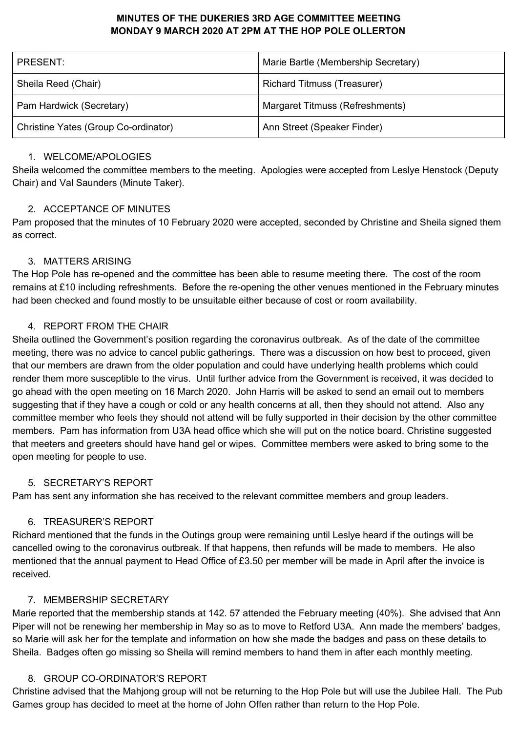# MINUTES OF THE DUKERIES 3RD AGE COMMITTEE MEETING
# MONDAY 9 MARCH 2020 AT 2PM AT THE HOP POLE OLLERTON

| PRESENT: | Marie Bartle (Membership Secretary) |
|---|---|
| Sheila Reed (Chair) | Richard Titmuss (Treasurer) |
| Pam Hardwick (Secretary) | Margaret Titmuss (Refreshments) |
| Christine Yates (Group Co-ordinator) | Ann Street (Speaker Finder) |

1. WELCOME/APOLOGIES

Sheila welcomed the committee members to the meeting. Apologies were accepted from Leslye Henstock (Deputy Chair) and Val Saunders (Minute Taker).

2. ACCEPTANCE OF MINUTES

Pam proposed that the minutes of 10 February 2020 were accepted, seconded by Christine and Sheila signed them as correct.

3. MATTERS ARISING

The Hop Pole has re-opened and the committee has been able to resume meeting there. The cost of the room remains at £10 including refreshments. Before the re-opening the other venues mentioned in the February minutes had been checked and found mostly to be unsuitable either because of cost or room availability.

4. REPORT FROM THE CHAIR

Sheila outlined the Government's position regarding the coronavirus outbreak. As of the date of the committee meeting, there was no advice to cancel public gatherings. There was a discussion on how best to proceed, given that our members are drawn from the older population and could have underlying health problems which could render them more susceptible to the virus. Until further advice from the Government is received, it was decided to go ahead with the open meeting on 16 March 2020. John Harris will be asked to send an email out to members suggesting that if they have a cough or cold or any health concerns at all, then they should not attend. Also any committee member who feels they should not attend will be fully supported in their decision by the other committee members. Pam has information from U3A head office which she will put on the notice board. Christine suggested that meeters and greeters should have hand gel or wipes. Committee members were asked to bring some to the open meeting for people to use.

5. SECRETARY'S REPORT

Pam has sent any information she has received to the relevant committee members and group leaders.

6. TREASURER'S REPORT

Richard mentioned that the funds in the Outings group were remaining until Leslye heard if the outings will be cancelled owing to the coronavirus outbreak. If that happens, then refunds will be made to members. He also mentioned that the annual payment to Head Office of £3.50 per member will be made in April after the invoice is received.

7. MEMBERSHIP SECRETARY

Marie reported that the membership stands at 142. 57 attended the February meeting (40%). She advised that Ann Piper will not be renewing her membership in May so as to move to Retford U3A. Ann made the members' badges, so Marie will ask her for the template and information on how she made the badges and pass on these details to Sheila. Badges often go missing so Sheila will remind members to hand them in after each monthly meeting.

8. GROUP CO-ORDINATOR'S REPORT

Christine advised that the Mahjong group will not be returning to the Hop Pole but will use the Jubilee Hall. The Pub Games group has decided to meet at the home of John Offen rather than return to the Hop Pole.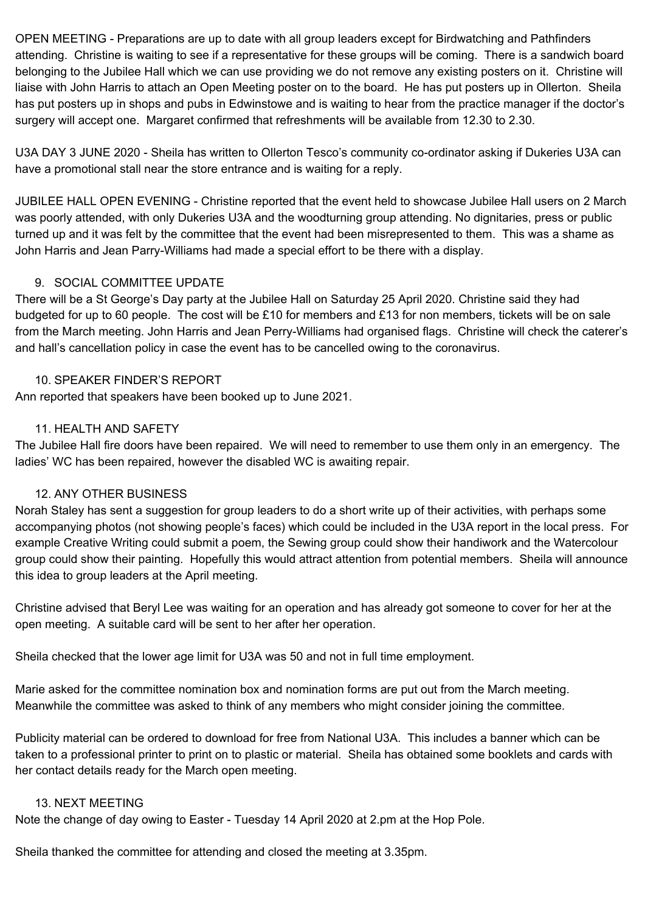OPEN MEETING - Preparations are up to date with all group leaders except for Birdwatching and Pathfinders attending. Christine is waiting to see if a representative for these groups will be coming. There is a sandwich board belonging to the Jubilee Hall which we can use providing we do not remove any existing posters on it. Christine will liaise with John Harris to attach an Open Meeting poster on to the board. He has put posters up in Ollerton. Sheila has put posters up in shops and pubs in Edwinstowe and is waiting to hear from the practice manager if the doctor's surgery will accept one. Margaret confirmed that refreshments will be available from 12.30 to 2.30.

U3A DAY 3 JUNE 2020 - Sheila has written to Ollerton Tesco's community co-ordinator asking if Dukeries U3A can have a promotional stall near the store entrance and is waiting for a reply.

JUBILEE HALL OPEN EVENING - Christine reported that the event held to showcase Jubilee Hall users on 2 March was poorly attended, with only Dukeries U3A and the woodturning group attending. No dignitaries, press or public turned up and it was felt by the committee that the event had been misrepresented to them. This was a shame as John Harris and Jean Parry-Williams had made a special effort to be there with a display.

9. SOCIAL COMMITTEE UPDATE

There will be a St George's Day party at the Jubilee Hall on Saturday 25 April 2020. Christine said they had budgeted for up to 60 people. The cost will be £10 for members and £13 for non members, tickets will be on sale from the March meeting. John Harris and Jean Perry-Williams had organised flags. Christine will check the caterer's and hall's cancellation policy in case the event has to be cancelled owing to the coronavirus.

10. SPEAKER FINDER'S REPORT

Ann reported that speakers have been booked up to June 2021.

11. HEALTH AND SAFETY

The Jubilee Hall fire doors have been repaired. We will need to remember to use them only in an emergency. The ladies' WC has been repaired, however the disabled WC is awaiting repair.

12. ANY OTHER BUSINESS

Norah Staley has sent a suggestion for group leaders to do a short write up of their activities, with perhaps some accompanying photos (not showing people's faces) which could be included in the U3A report in the local press. For example Creative Writing could submit a poem, the Sewing group could show their handiwork and the Watercolour group could show their painting. Hopefully this would attract attention from potential members. Sheila will announce this idea to group leaders at the April meeting.

Christine advised that Beryl Lee was waiting for an operation and has already got someone to cover for her at the open meeting. A suitable card will be sent to her after her operation.

Sheila checked that the lower age limit for U3A was 50 and not in full time employment.

Marie asked for the committee nomination box and nomination forms are put out from the March meeting. Meanwhile the committee was asked to think of any members who might consider joining the committee.

Publicity material can be ordered to download for free from National U3A. This includes a banner which can be taken to a professional printer to print on to plastic or material. Sheila has obtained some booklets and cards with her contact details ready for the March open meeting.

13. NEXT MEETING

Note the change of day owing to Easter - Tuesday 14 April 2020 at 2.pm at the Hop Pole.

Sheila thanked the committee for attending and closed the meeting at 3.35pm.